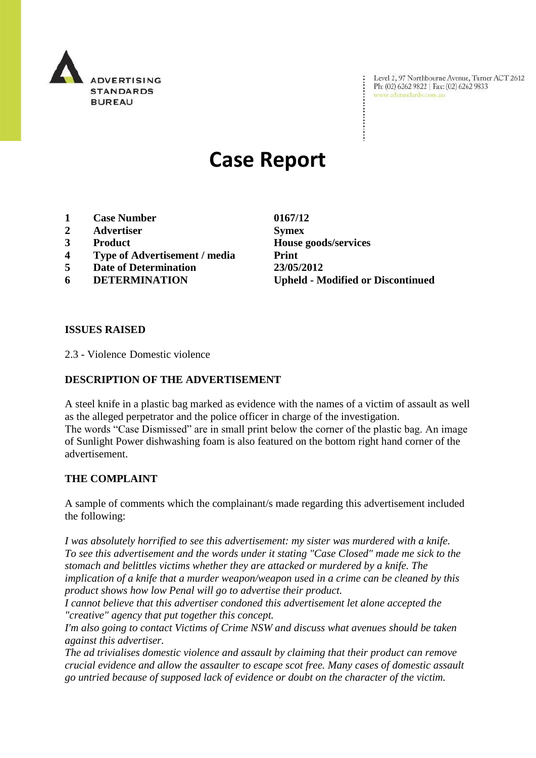ADVERTISING STANDARDS BUREAU

Level 2, 97 Northbourne Avenue, Turner ACT 2612
Ph: (02) 6262 9822 | Fax: (02) 6262 9833
www.adstandards.com.au

# Case Report

| | | |
|---|---|---|
| **1** | **Case Number** | **0167/12** |
| **2** | **Advertiser** | **Symex** |
| **3** | **Product** | **House goods/services** |
| **4** | **Type of Advertisement / media** | **Print** |
| **5** | **Date of Determination** | **23/05/2012** |
| **6** | **DETERMINATION** | **Upheld - Modified or Discontinued** |

**ISSUES RAISED**

2.3 - Violence Domestic violence

**DESCRIPTION OF THE ADVERTISEMENT**

A steel knife in a plastic bag marked as evidence with the names of a victim of assault as well as the alleged perpetrator and the police officer in charge of the investigation.
The words "Case Dismissed" are in small print below the corner of the plastic bag. An image of Sunlight Power dishwashing foam is also featured on the bottom right hand corner of the advertisement.

**THE COMPLAINT**

A sample of comments which the complainant/s made regarding this advertisement included the following:

*I was absolutely horrified to see this advertisement: my sister was murdered with a knife. To see this advertisement and the words under it stating "Case Closed" made me sick to the stomach and belittles victims whether they are attacked or murdered by a knife. The implication of a knife that a murder weapon/weapon used in a crime can be cleaned by this product shows how low Penal will go to advertise their product.*
*I cannot believe that this advertiser condoned this advertisement let alone accepted the "creative" agency that put together this concept.*
*I'm also going to contact Victims of Crime NSW and discuss what avenues should be taken against this advertiser.*
*The ad trivialises domestic violence and assault by claiming that their product can remove crucial evidence and allow the assaulter to escape scot free. Many cases of domestic assault go untried because of supposed lack of evidence or doubt on the character of the victim.*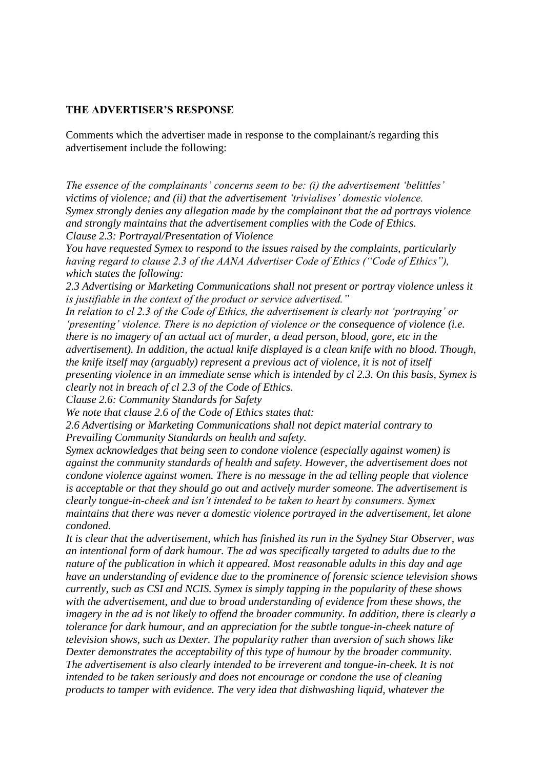**THE ADVERTISER'S RESPONSE**

Comments which the advertiser made in response to the complainant/s regarding this advertisement include the following:

*The essence of the complainants' concerns seem to be: (i) the advertisement 'belittles' victims of violence; and (ii) that the advertisement 'trivialises' domestic violence.*
*Symex strongly denies any allegation made by the complainant that the ad portrays violence and strongly maintains that the advertisement complies with the Code of Ethics.*
*Clause 2.3: Portrayal/Presentation of Violence*
*You have requested Symex to respond to the issues raised by the complaints, particularly having regard to clause 2.3 of the AANA Advertiser Code of Ethics ("Code of Ethics"), which states the following:*
*2.3 Advertising or Marketing Communications shall not present or portray violence unless it is justifiable in the context of the product or service advertised."*
*In relation to cl 2.3 of the Code of Ethics, the advertisement is clearly not 'portraying' or 'presenting' violence. There is no depiction of violence or the consequence of violence (i.e. there is no imagery of an actual act of murder, a dead person, blood, gore, etc in the advertisement). In addition, the actual knife displayed is a clean knife with no blood. Though, the knife itself may (arguably) represent a previous act of violence, it is not of itself presenting violence in an immediate sense which is intended by cl 2.3. On this basis, Symex is clearly not in breach of cl 2.3 of the Code of Ethics.*
*Clause 2.6: Community Standards for Safety*
*We note that clause 2.6 of the Code of Ethics states that:*
*2.6 Advertising or Marketing Communications shall not depict material contrary to Prevailing Community Standards on health and safety.*
*Symex acknowledges that being seen to condone violence (especially against women) is against the community standards of health and safety. However, the advertisement does not condone violence against women. There is no message in the ad telling people that violence is acceptable or that they should go out and actively murder someone. The advertisement is clearly tongue-in-cheek and isn't intended to be taken to heart by consumers. Symex maintains that there was never a domestic violence portrayed in the advertisement, let alone condoned.*
*It is clear that the advertisement, which has finished its run in the Sydney Star Observer, was an intentional form of dark humour. The ad was specifically targeted to adults due to the nature of the publication in which it appeared. Most reasonable adults in this day and age have an understanding of evidence due to the prominence of forensic science television shows currently, such as CSI and NCIS. Symex is simply tapping in the popularity of these shows with the advertisement, and due to broad understanding of evidence from these shows, the imagery in the ad is not likely to offend the broader community. In addition, there is clearly a tolerance for dark humour, and an appreciation for the subtle tongue-in-cheek nature of television shows, such as Dexter. The popularity rather than aversion of such shows like Dexter demonstrates the acceptability of this type of humour by the broader community.*
*The advertisement is also clearly intended to be irreverent and tongue-in-cheek. It is not intended to be taken seriously and does not encourage or condone the use of cleaning products to tamper with evidence. The very idea that dishwashing liquid, whatever the*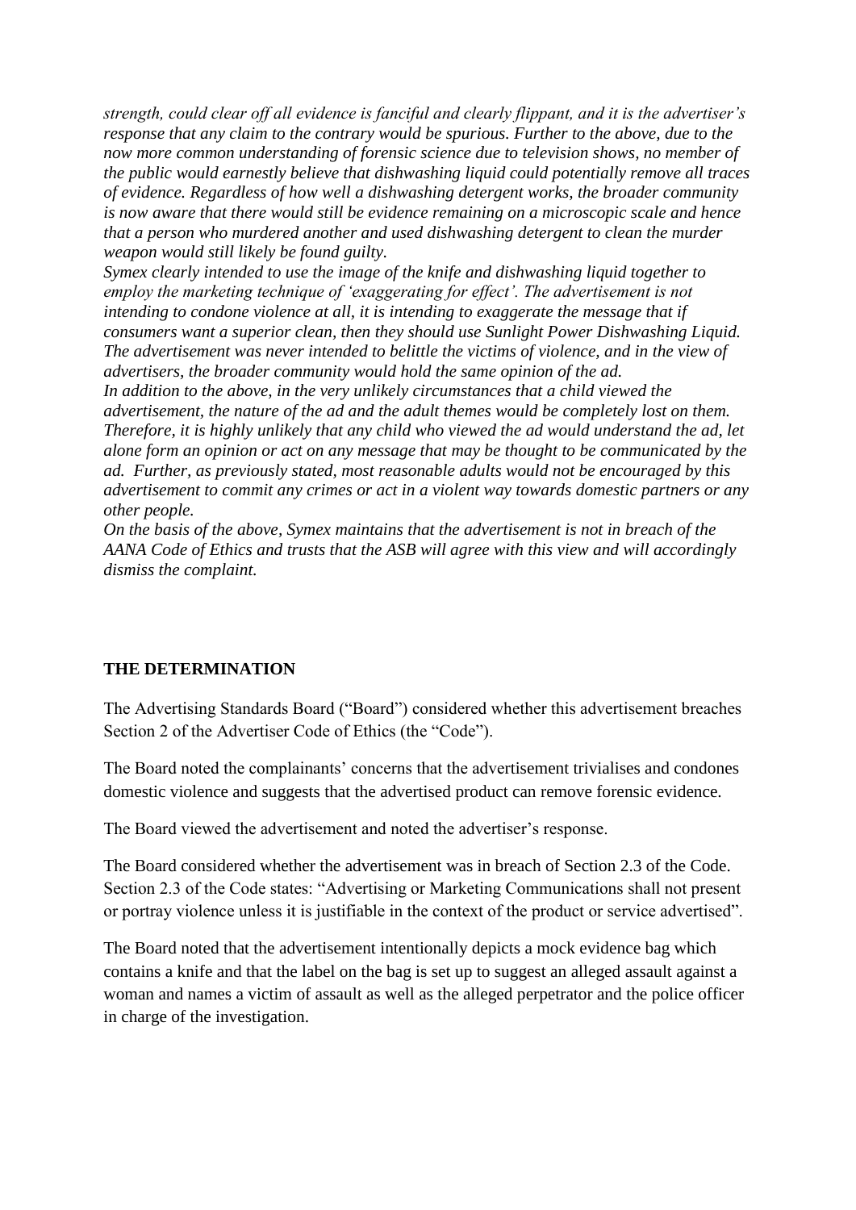*strength, could clear off all evidence is fanciful and clearly flippant, and it is the advertiser's response that any claim to the contrary would be spurious. Further to the above, due to the now more common understanding of forensic science due to television shows, no member of the public would earnestly believe that dishwashing liquid could potentially remove all traces of evidence. Regardless of how well a dishwashing detergent works, the broader community is now aware that there would still be evidence remaining on a microscopic scale and hence that a person who murdered another and used dishwashing detergent to clean the murder weapon would still likely be found guilty.*

*Symex clearly intended to use the image of the knife and dishwashing liquid together to employ the marketing technique of 'exaggerating for effect'. The advertisement is not intending to condone violence at all, it is intending to exaggerate the message that if consumers want a superior clean, then they should use Sunlight Power Dishwashing Liquid. The advertisement was never intended to belittle the victims of violence, and in the view of advertisers, the broader community would hold the same opinion of the ad.*

*In addition to the above, in the very unlikely circumstances that a child viewed the advertisement, the nature of the ad and the adult themes would be completely lost on them. Therefore, it is highly unlikely that any child who viewed the ad would understand the ad, let alone form an opinion or act on any message that may be thought to be communicated by the ad. Further, as previously stated, most reasonable adults would not be encouraged by this advertisement to commit any crimes or act in a violent way towards domestic partners or any other people.*

*On the basis of the above, Symex maintains that the advertisement is not in breach of the AANA Code of Ethics and trusts that the ASB will agree with this view and will accordingly dismiss the complaint.*

**THE DETERMINATION**

The Advertising Standards Board ("Board") considered whether this advertisement breaches Section 2 of the Advertiser Code of Ethics (the "Code").

The Board noted the complainants' concerns that the advertisement trivialises and condones domestic violence and suggests that the advertised product can remove forensic evidence.

The Board viewed the advertisement and noted the advertiser's response.

The Board considered whether the advertisement was in breach of Section 2.3 of the Code. Section 2.3 of the Code states: "Advertising or Marketing Communications shall not present or portray violence unless it is justifiable in the context of the product or service advertised".

The Board noted that the advertisement intentionally depicts a mock evidence bag which contains a knife and that the label on the bag is set up to suggest an alleged assault against a woman and names a victim of assault as well as the alleged perpetrator and the police officer in charge of the investigation.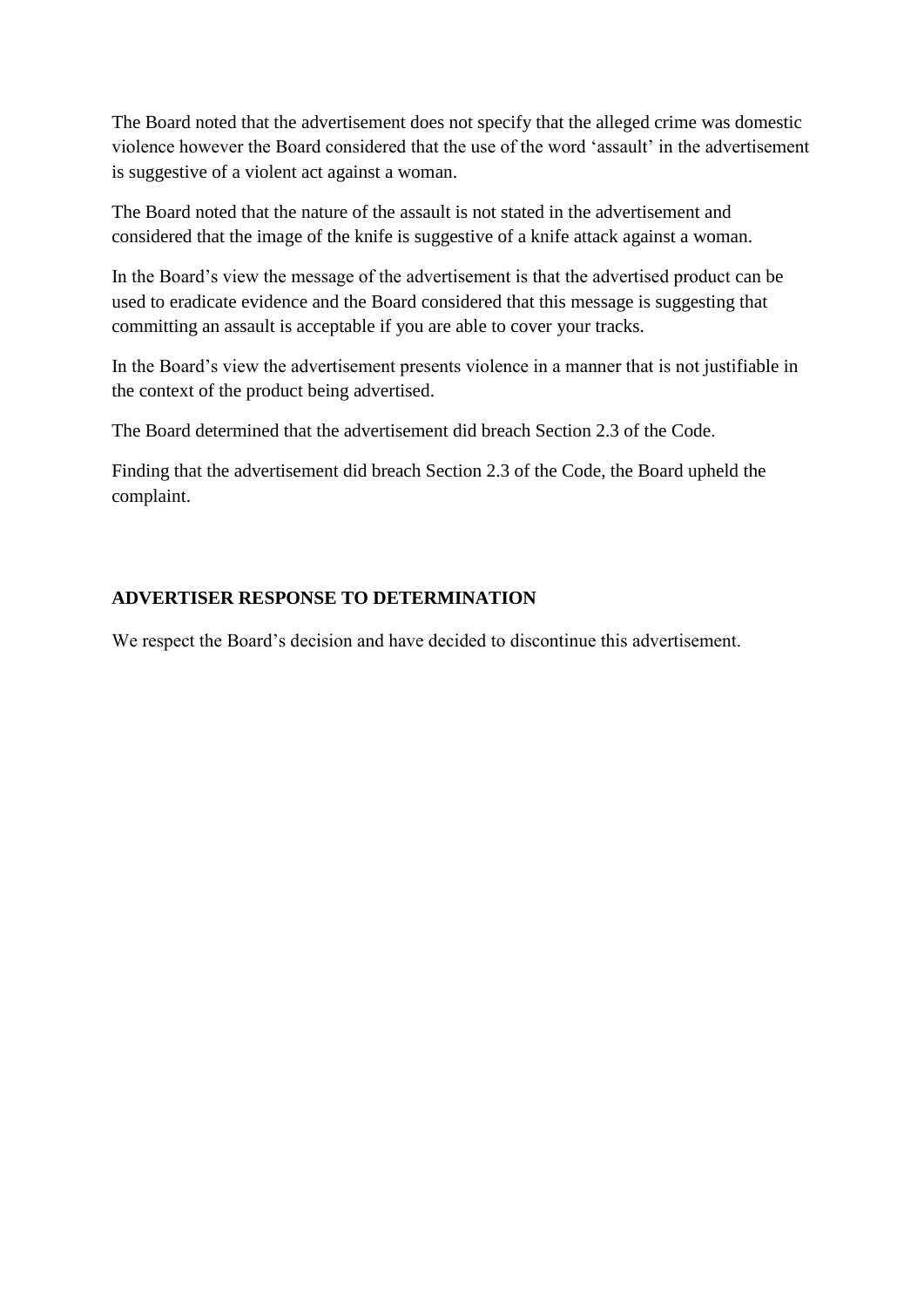The Board noted that the advertisement does not specify that the alleged crime was domestic violence however the Board considered that the use of the word 'assault' in the advertisement is suggestive of a violent act against a woman.

The Board noted that the nature of the assault is not stated in the advertisement and considered that the image of the knife is suggestive of a knife attack against a woman.

In the Board's view the message of the advertisement is that the advertised product can be used to eradicate evidence and the Board considered that this message is suggesting that committing an assault is acceptable if you are able to cover your tracks.

In the Board's view the advertisement presents violence in a manner that is not justifiable in the context of the product being advertised.

The Board determined that the advertisement did breach Section 2.3 of the Code.

Finding that the advertisement did breach Section 2.3 of the Code, the Board upheld the complaint.

## ADVERTISER RESPONSE TO DETERMINATION

We respect the Board's decision and have decided to discontinue this advertisement.